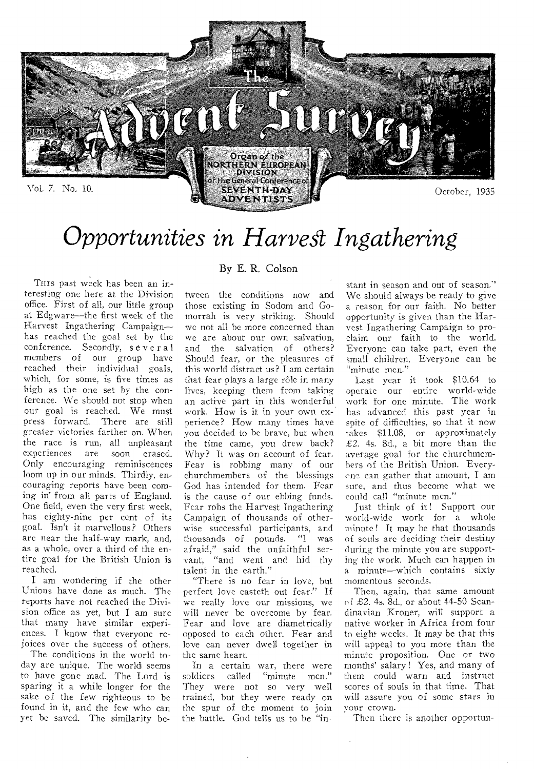# Opportunities in Harvest Ingathering

By E. R. Colson

THIS past week has been an interesting one here at the Division office. First of all, our little group at Edgware—the first week of the Harvest Ingathering Campaign—has reached the goal set by the conference. Secondly, several members of our group have reached their individual goals, which, for some, is five times as high as the one set by the conference. We should not stop when our goal is reached. We must press forward. There are still greater victories farther on. When the race is run, all unpleasant experiences are soon erased. Only encouraging reminiscences loom up in our minds. Thirdly, encouraging reports have been coming in from all parts of England. One field, even the very first week, has eighty-nine per cent of its goal. Isn't it marvellous? Others are near the half-way mark, and, as a whole, over a third of the entire goal for the British Union is reached.

I am wondering if the other Unions have done as much. The reports have not reached the Division office as yet, but I am sure that many have similar experiences. I know that everyone rejoices over the success of others.

The conditions in the world today are unique. The world seems to have gone mad. The Lord is sparing it a while longer for the sake of the few righteous to be found in it, and the few who can yet be saved. The similarity between the conditions now and those existing in Sodom and Gomorrah is very striking. Should we not all be more concerned than we are about our own salvation, and the salvation of others? Should fear, or the pleasures of this world distract us? I am certain that fear plays a large rôle in many lives, keeping them from taking an active part in this wonderful work. How is it in your own experience? How many times have you decided to be brave, but when the time came, you drew back? Why? It was on account of fear. Fear is robbing many of our churchmembers of the blessings God has intended for them. Fear is the cause of our ebbing funds. Fear robs the Harvest Ingathering Campaign of thousands of otherwise successful participants, and thousands of pounds. "I was afraid," said the unfaithful servant, "and went and hid thy talent in the earth."

"There is no fear in love, but perfect love casteth out fear." If we really love our missions, we will never be overcome by fear. Fear and love are diametrically opposed to each other. Fear and love can never dwell together in the same heart.

In a certain war, there were soldiers called "minute men." They were not so very well trained, but they were ready on the spur of the moment to join the battle. God tells us to be "instant in season and out of season." We should always be ready to give a reason for our faith. No better opportunity is given than the Harvest Ingathering Campaign to proclaim our faith to the world. Everyone can take part, even the small children. Everyone can be "minute men."

Last year it took $10.64 to operate our entire world-wide work for one minute. The work has advanced this past year in spite of difficulties, so that it now takes $11.08, or approximately £2. 4s. 8d., a bit more than the average goal for the churchmembers of the British Union. Everyone can gather that amount, I am sure, and thus become what we could call "minute men."

Just think of it! Support our world-wide work for a whole minute! It may be that thousands of souls are deciding their destiny during the minute you are supporting the work. Much can happen in a minute—which contains sixty momentous seconds.

Then, again, that same amount of £2. 4s. 8d., or about 44-50 Scandinavian Kroner, will support a native worker in Africa from four to eight weeks. It may be that this will appeal to you more than the minute proposition. One or two months' salary! Yes, and many of them could warn and instruct scores of souls in that time. That will assure you of some stars in your crown.

Then there is another opportun-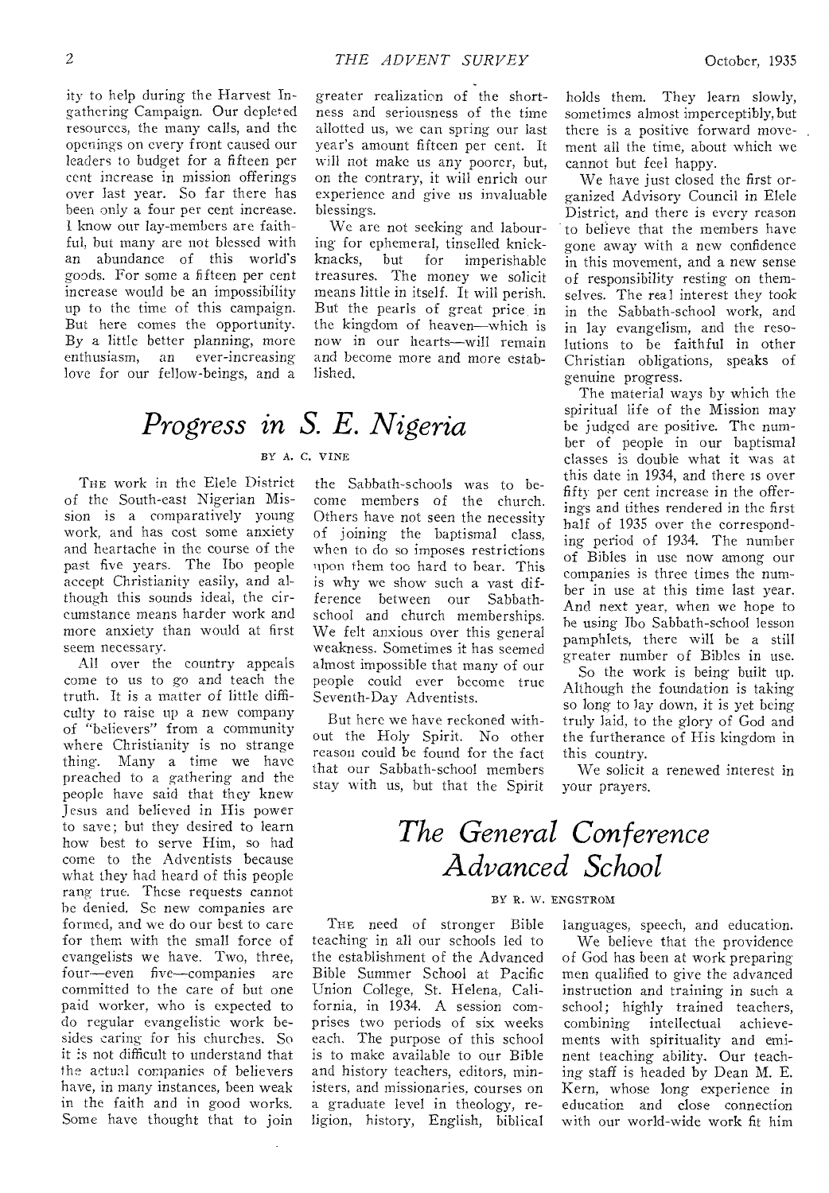ity to help during the Harvest Ingathering Campaign. Our depleted resources, the many calls, and the openings on every front caused our leaders to budget for a fifteen per cent increase in mission offerings over last year. So far there has been only a four per cent increase. I know our lay-members are faithful, but many are not blessed with an abundance of this world's goods. For some a fifteen per cent increase would be an impossibility up to the time of this campaign. But here comes the opportunity. By a little better planning, more enthusiasm, an ever-increasing love for our fellow-beings, and a greater realization of the shortness and seriousness of the time allotted us, we can spring our last year's amount fifteen per cent. It will not make us any poorer, but, on the contrary, it will enrich our experience and give us invaluable blessings.

We are not seeking and labouring for ephemeral, tinselled knick-knacks, but for imperishable treasures. The money we solicit means little in itself. It will perish. But the pearls of great price in the kingdom of heaven—which is now in our hearts—will remain and become more and more established.

# *Progress in S. E. Nigeria*

BY A. C. VINE

THE work in the Elele District of the South-east Nigerian Mission is a comparatively young work, and has cost some anxiety and heartache in the course of the past five years. The Ibo people accept Christianity easily, and although this sounds ideal, the circumstance means harder work and more anxiety than would at first seem necessary.

All over the country appeals come to us to go and teach the truth. It is a matter of little difficulty to raise up a new company of "believers" from a community where Christianity is no strange thing. Many a time we have preached to a gathering and the people have said that they knew Jesus and believed in His power to save; but they desired to learn how best to serve Him, so had come to the Adventists because what they had heard of this people rang true. These requests cannot be denied. So new companies are formed, and we do our best to care for them with the small force of evangelists we have. Two, three, four—even five—companies are committed to the care of but one paid worker, who is expected to do regular evangelistic work besides caring for his churches. So it is not difficult to understand that the actual companies of believers have, in many instances, been weak in the faith and in good works. Some have thought that to join the Sabbath-schools was to become members of the church. Others have not seen the necessity of joining the baptismal class, when to do so imposes restrictions upon them too hard to bear. This is why we show such a vast difference between our Sabbath-school and church memberships. We felt anxious over this general weakness. Sometimes it has seemed almost impossible that many of our people could ever become true Seventh-Day Adventists.

But here we have reckoned without the Holy Spirit. No other reason could be found for the fact that our Sabbath-school members stay with us, but that the Spirit holds them. They learn slowly, sometimes almost imperceptibly, but there is a positive forward movement all the time, about which we cannot but feel happy.

We have just closed the first organized Advisory Council in Elele District, and there is every reason to believe that the members have gone away with a new confidence in this movement, and a new sense of responsibility resting on themselves. The real interest they took in the Sabbath-school work, and in lay evangelism, and the resolutions to be faithful in other Christian obligations, speaks of genuine progress.

The material ways by which the spiritual life of the Mission may be judged are positive. The number of people in our baptismal classes is double what it was at this date in 1934, and there is over fifty per cent increase in the offerings and tithes rendered in the first half of 1935 over the corresponding period of 1934. The number of Bibles in use now among our companies is three times the number in use at this time last year. And next year, when we hope to be using Ibo Sabbath-school lesson pamphlets, there will be a still greater number of Bibles in use.

So the work is being built up. Although the foundation is taking so long to lay down, it is yet being truly laid, to the glory of God and the furtherance of His kingdom in this country.

We solicit a renewed interest in your prayers.

# *The General Conference Advanced School*

BY R. W. ENGSTROM

THE need of stronger Bible teaching in all our schools led to the establishment of the Advanced Bible Summer School at Pacific Union College, St. Helena, California, in 1934. A session comprises two periods of six weeks each. The purpose of this school is to make available to our Bible and history teachers, editors, ministers, and missionaries, courses on a graduate level in theology, religion, history, English, biblical languages, speech, and education.

We believe that the providence of God has been at work preparing men qualified to give the advanced instruction and training in such a school; highly trained teachers, combining intellectual achievements with spirituality and eminent teaching ability. Our teaching staff is headed by Dean M. E. Kern, whose long experience in education and close connection with our world-wide work fit him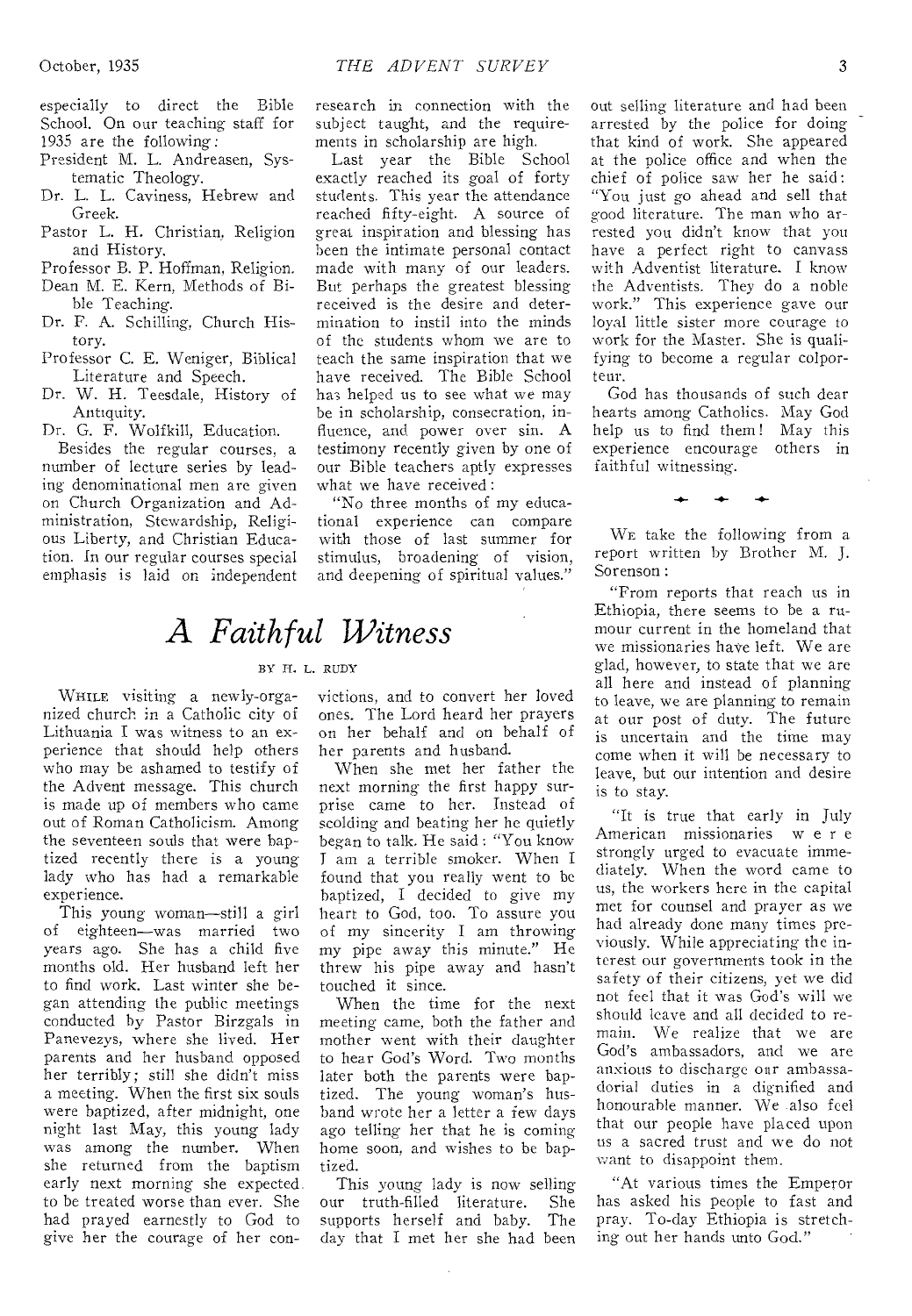especially to direct the Bible School. On our teaching staff for 1935 are the following:

- President M. L. Andreasen, Systematic Theology.
- Dr. L. L. Caviness, Hebrew and Greek.
- Pastor L. H. Christian, Religion and History.
- Professor B. P. Hoffman, Religion.
- Dean M. E. Kern, Methods of Bible Teaching.
- Dr. F. A. Schilling, Church History.
- Professor C. E. Weniger, Biblical Literature and Speech.
- Dr. W. H. Teesdale, History of Antiquity.
- Dr. G. F. Wolfkill, Education.

Besides the regular courses, a number of lecture series by leading denominational men are given on Church Organization and Administration, Stewardship, Religious Liberty, and Christian Education. In our regular courses special emphasis is laid on independent research in connection with the subject taught, and the requirements in scholarship are high.

Last year the Bible School exactly reached its goal of forty students. This year the attendance reached fifty-eight. A source of great inspiration and blessing has been the intimate personal contact made with many of our leaders. But perhaps the greatest blessing received is the desire and determination to instil into the minds of the students whom we are to teach the same inspiration that we have received. The Bible School has helped us to see what we may be in scholarship, consecration, influence, and power over sin. A testimony recently given by one of our Bible teachers aptly expresses what we have received:

"No three months of my educational experience can compare with those of last summer for stimulus, broadening of vision, and deepening of spiritual values."

# *A Faithful Witness*

BY H. L. RUDY

WHILE visiting a newly-organized church in a Catholic city of Lithuania I was witness to an experience that should help others who may be ashamed to testify of the Advent message. This church is made up of members who came out of Roman Catholicism. Among the seventeen souls that were baptized recently there is a young lady who has had a remarkable experience.

This young woman—still a girl of eighteen—was married two years ago. She has a child five months old. Her husband left her to find work. Last winter she began attending the public meetings conducted by Pastor Birzgals in Panevezys, where she lived. Her parents and her husband opposed her terribly; still she didn't miss a meeting. When the first six souls were baptized, after midnight, one night last May, this young lady was among the number. When she returned from the baptism early next morning she expected to be treated worse than ever. She had prayed earnestly to God to give her the courage of her convictions, and to convert her loved ones. The Lord heard her prayers on her behalf and on behalf of her parents and husband.

When she met her father the next morning the first happy surprise came to her. Instead of scolding and beating her he quietly began to talk. He said: "You know I am a terrible smoker. When I found that you really went to be baptized, I decided to give my heart to God, too. To assure you of my sincerity I am throwing my pipe away this minute." He threw his pipe away and hasn't touched it since.

When the time for the next meeting came, both the father and mother went with their daughter to hear God's Word. Two months later both the parents were baptized. The young woman's husband wrote her a letter a few days ago telling her that he is coming home soon, and wishes to be baptized.

This young lady is now selling our truth-filled literature. She supports herself and baby. The day that I met her she had been out selling literature and had been arrested by the police for doing that kind of work. She appeared at the police office and when the chief of police saw her he said: "You just go ahead and sell that good literature. The man who arrested you didn't know that you have a perfect right to canvass with Adventist literature. I know the Adventists. They do a noble work." This experience gave our loyal little sister more courage to work for the Master. She is qualifying to become a regular colporteur.

God has thousands of such dear hearts among Catholics. May God help us to find them! May this experience encourage others in faithful witnessing.

---

WE take the following from a report written by Brother M. J. Sorenson:

"From reports that reach us in Ethiopia, there seems to be a rumour current in the homeland that we missionaries have left. We are glad, however, to state that we are all here and instead of planning to leave, we are planning to remain at our post of duty. The future is uncertain and the time may come when it will be necessary to leave, but our intention and desire is to stay.

"It is true that early in July American missionaries were strongly urged to evacuate immediately. When the word came to us, the workers here in the capital met for counsel and prayer as we had already done many times previously. While appreciating the interest our governments took in the safety of their citizens, yet we did not feel that it was God's will we should leave and all decided to remain. We realize that we are God's ambassadors, and we are anxious to discharge our ambassadorial duties in a dignified and honourable manner. We also feel that our people have placed upon us a sacred trust and we do not want to disappoint them.

"At various times the Emperor has asked his people to fast and pray. To-day Ethiopia is stretching out her hands unto God."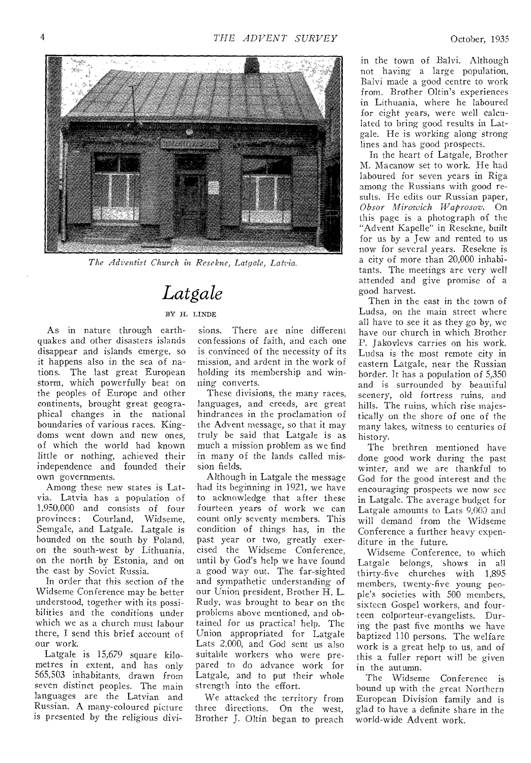*The Adventist Church in Resekne, Latgale, Latvia.*

# Latgale

BY H. LINDE

As in nature through earthquakes and other disasters islands disappear and islands emerge, so it happens also in the sea of nations. The last great European storm, which powerfully beat on the peoples of Europe and other continents, brought great geographical changes in the national boundaries of various races. Kingdoms went down and new ones, of which the world had known little or nothing, achieved their independence and founded their own governments.

Among these new states is Latvia. Latvia has a population of 1,950,000 and consists of four provinces: Courland, Widseme, Semgale, and Latgale. Latgale is bounded on the south by Poland, on the south-west by Lithuania, on the north by Estonia, and on the east by Soviet Russia.

In order that this section of the Widseme Conference may be better understood, together with its possibilities and the conditions under which we as a church must labour there, I send this brief account of our work.

Latgale is 15,679 square kilometres in extent, and has only 565,503 inhabitants, drawn from seven distinct peoples. The main languages are the Latvian and Russian. A many-coloured picture is presented by the religious divisions. There are nine different confessions of faith, and each one is convinced of the necessity of its mission, and ardent in the work of holding its membership and winning converts.

These divisions, the many races, languages, and creeds, are great hindrances in the proclamation of the Advent message, so that it may truly be said that Latgale is as much a mission problem as we find in many of the lands called mission fields.

Although in Latgale the message had its beginning in 1921, we have to acknowledge that after these fourteen years of work we can count only seventy members. This condition of things has, in the past year or two, greatly exercised the Widseme Conference, until by God's help we have found a good way out. The far-sighted and sympathetic understanding of our Union president, Brother H. L. Rudy, was brought to bear on the problems above mentioned, and obtained for us practical help. The Union appropriated for Latgale Lats 2,000, and God sent us also suitable workers who were prepared to do advance work for Latgale, and to put their whole strength into the effort.

We attacked the territory from three directions. On the west, Brother J. Oltin began to preach in the town of Balvi. Although not having a large population, Balvi made a good centre to work from. Brother Oltin's experiences in Lithuania, where he laboured for eight years, were well calculated to bring good results in Latgale. He is working along strong lines and has good prospects.

In the heart of Latgale, Brother M. Macanow set to work. He had laboured for seven years in Riga among the Russians with good results. He edits our Russian paper, *Obsor Mirowich Waprosov*. On this page is a photograph of the "Advent Kapelle" in Resekne, built for us by a Jew and rented to us now for several years. Resekne is a city of more than 20,000 inhabitants. The meetings are very well attended and give promise of a good harvest.

Then in the east in the town of Ludsa, on the main street where all have to see it as they go by, we have our church in which Brother P. Jakovlevs carries on his work. Ludsa is the most remote city in eastern Latgale, near the Russian border. It has a population of 5,350 and is surrounded by beautiful scenery, old fortress ruins, and hills. The ruins, which rise majestically on the shore of one of the many lakes, witness to centuries of history.

The brethren mentioned have done good work during the past winter, and we are thankful to God for the good interest and the encouraging prospects we now see in Latgale. The average budget for Latgale amounts to Lats 9,000 and will demand from the Widseme Conference a further heavy expenditure in the future.

Widseme Conference, to which Latgale belongs, shows in all thirty-five churches with 1,895 members, twenty-five young people's societies with 500 members, sixteen Gospel workers, and fourteen colporteur-evangelists. During the past five months we have baptized 110 persons. The welfare work is a great help to us, and of this a fuller report will be given in the autumn.

The Widseme Conference is bound up with the great Northern European Division family and is glad to have a definite share in the world-wide Advent work.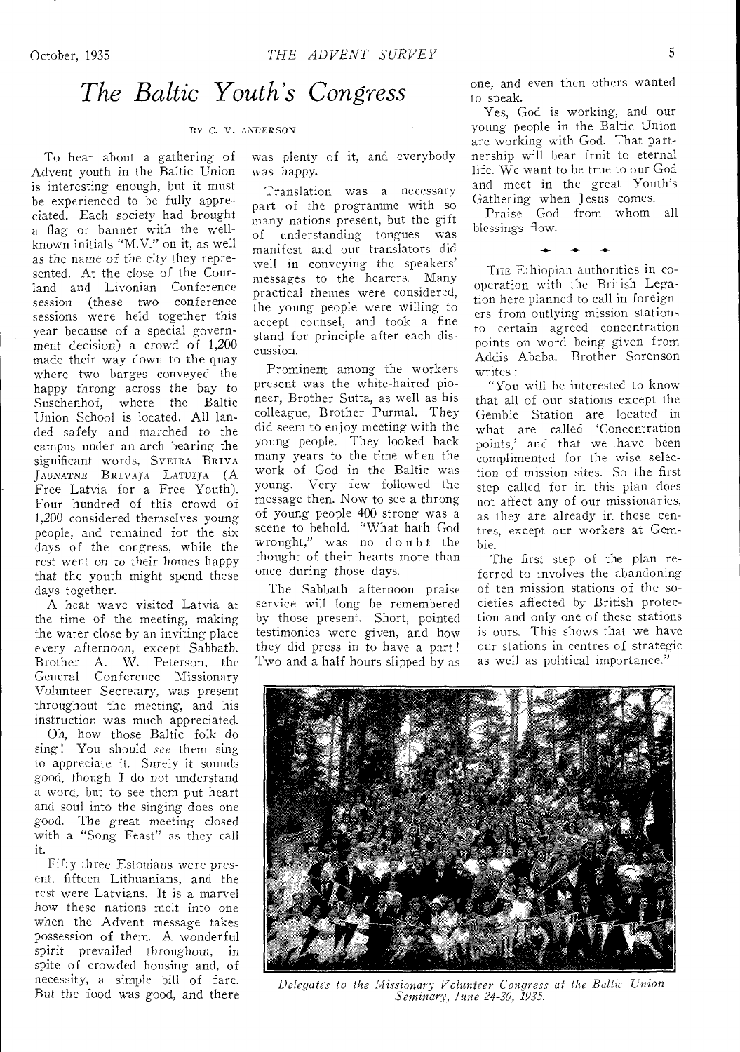# *The Baltic Youth's Congress*

BY C. V. ANDERSON

To hear about a gathering of Advent youth in the Baltic Union is interesting enough, but it must be experienced to be fully appreciated. Each society had brought a flag or banner with the well-known initials "M.V." on it, as well as the name of the city they represented. At the close of the Courland and Livonian Conference session (these two conference sessions were held together this year because of a special government decision) a crowd of 1,200 made their way down to the quay where two barges conveyed the happy throng across the bay to Suschenhof, where the Baltic Union School is located. All landed safely and marched to the campus under an arch bearing the significant words, SVEIRA BRIVA JAUNATNE BRIVAJA LATUIJA (A Free Latvia for a Free Youth). Four hundred of this crowd of 1,200 considered themselves young people, and remained for the six days of the congress, while the rest went on to their homes happy that the youth might spend these days together.

A heat wave visited Latvia at the time of the meeting, making the water close by an inviting place every afternoon, except Sabbath. Brother A. W. Peterson, the General Conference Missionary Volunteer Secretary, was present throughout the meeting, and his instruction was much appreciated.

Oh, how those Baltic folk do sing! You should *see* them sing to appreciate it. Surely it sounds good, though I do not understand a word, but to see them put heart and soul into the singing does one good. The great meeting closed with a "Song Feast" as they call it.

Fifty-three Estonians were present, fifteen Lithuanians, and the rest were Latvians. It is a marvel how these nations melt into one when the Advent message takes possession of them. A wonderful spirit prevailed throughout, in spite of crowded housing and, of necessity, a simple bill of fare. But the food was good, and there was plenty of it, and everybody was happy.

Translation was a necessary part of the programme with so many nations present, but the gift of understanding tongues was manifest and our translators did well in conveying the speakers' messages to the hearers. Many practical themes were considered, the young people were willing to accept counsel, and took a fine stand for principle after each discussion.

Prominent among the workers present was the white-haired pioneer, Brother Sutta, as well as his colleague, Brother Purmal. They did seem to enjoy meeting with the young people. They looked back many years to the time when the work of God in the Baltic was young. Very few followed the message then. Now to see a throng of young people 400 strong was a scene to behold. "What hath God wrought," was no doubt the thought of their hearts more than once during those days.

The Sabbath afternoon praise service will long be remembered by those present. Short, pointed testimonies were given, and how they did press in to have a part! Two and a half hours slipped by as one, and even then others wanted to speak.

Yes, God is working, and our young people in the Baltic Union are working with God. That partnership will bear fruit to eternal life. We want to be true to our God and meet in the great Youth's Gathering when Jesus comes.

Praise God from whom all blessings flow.

---

THE Ethiopian authorities in cooperation with the British Legation here planned to call in foreigners from outlying mission stations to certain agreed concentration points on word being given from Addis Ababa. Brother Sorenson writes:

"You will be interested to know that all of our stations except the Gembie Station are located in what are called 'Concentration points,' and that we have been complimented for the wise selection of mission sites. So the first step called for in this plan does not affect any of our missionaries, as they are already in these centres, except our workers at Gembie.

The first step of the plan referred to involves the abandoning of ten mission stations of the societies affected by British protection and only one of these stations is ours. This shows that we have our stations in centres of strategic as well as political importance."

*Delegates to the Missionary Volunteer Congress at the Baltic Union Seminary, June 24-30, 1935.*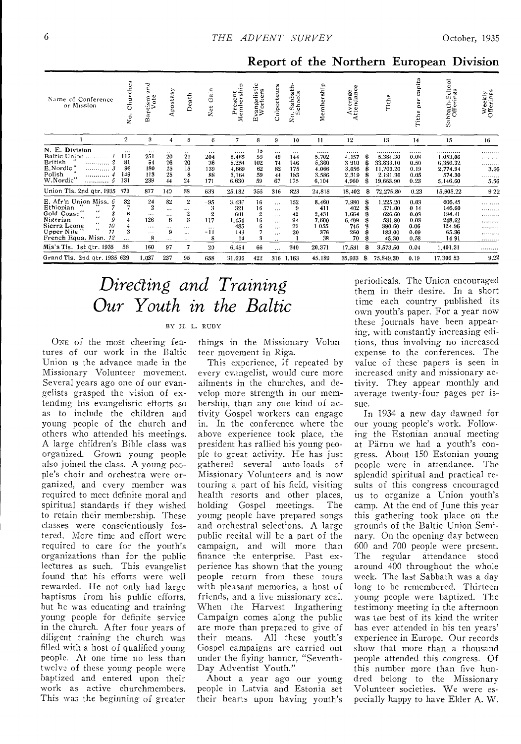## Report of the Northern European Division

| Name of Conference or Mission | No. Churches | Baptism and Vote | Apostasy | Death | Net Gain | Present Membership | Evangelistic Workers | Colporteurs | No. Sabbath-Schools | Membership | Average Attendance | Tithe | Tithe per capita | Sabbath-School Offerings | Weekly Offerings |
|---|---|---|---|---|---|---|---|---|---|---|---|---|---|---|---|
| 1 | 2 | 3 | 4 | 5 | 6 | 7 | 8 | 9 | 10 | 11 | 12 | 13 | 14 | 15 | 16 |
| N. E. Division | ... | ... | .. | .. | ... | ..... | 15 | ... | ... | ...... | ...... | ........... | ...... | ........... | ......... |
| Baltic Union ........... *1* | 116 | 251 | 20 | 21 | 204 | 5,465 | 59 | 49 | 144 | 5,702 | 4,157 | $ 5,384.30 | 0.08 | 1,053.06 | .... .... |
| British " ........... *2* | 81 | 94 | 26 | 20 | 36 | 5,254 | 102 | 74 | 146 | 5,360 | 3,910 | $ 33,833.10 | 0.50 | 6,356.32 | ......... |
| E.Nordic " ........... *3* | 96 | 180 | 25 | 15 | 139 | 4,669 | 62 | 82 | 175 | 4,066 | 3,056 | $ 11,203.20 | 0.19 | 2,774.94 | 3.66 |
| Polish " ........... *4* | 149 | 113 | 25 | 8 | 88 | 3,164 | 59 | 44 | 183 | 3,586 | 2,319 | $ 2,191.30 | 0.05 | 574.30 | ......... |
| W.Nordic" ........... *5* | 131 | 239 | 44 | 24 | 171 | 6,630 | 59 | 67 | 175 | 6,104 | 4,960 | $ 19,663.90 | 0.23 | 5,146.60 | 5.56 |
| Union Tls. 2nd qtr. 1935 | 573 | 877 | 140 | 88 | 638 | 25,182 | 356 | 316 | 823 | 24,818 | 18,402 | $ 72,275.80 | 0.23 | 15,905.22 | 9 22 |
| E. Afr'n Union Miss. *6* | 32 | 24 | 82 | 2 | -95 | 3,436 | 16 | ... | 152 | 8,460 | 7,980 | $ 1,225.20 | 0.03 | 606.45 | ... ..... |
| Ethiopian " " *7* | 7 | 2 | ... | ... | -3 | 321 | 16 | ... | 9 | 411 | 402 | $ 571.00 | 0 14 | 146.60 | ......... |
| Gold Coast " " *8* | 6 | ... | ... | 2 | -2 | 601 | 2 | ... | 42 | 2,431 | 1,664 | $ 626.60 | 0.08 | 194.41 | ......... |
| Nigerian " " *9* | 4 | 126 | 6 | 3 | 117 | 1,454 | 16 | ... | 94 | 7,600 | 6,409 | $ 531.80 | 0.03 | 248.62 | ......... |
| Sierra Leone " *10* | 4 | ... | ... | ... | ... | 485 | 6 | ... | 22 | 1 055 | 746 | $ 390.60 | 0.06 | 124.96 | ......... |
| Upper Nile " " *11* | 3 | ... | 9 | ... | -11 | 143 | 7 | ... | 20 | 376 | 260 | $ 183.00 | 0.09 | 65.36 | ......... |
| French Equa. Misn. *12* | ... | 8 | ... | ... | 8 | 14 | 3 | .. | 1 | 38 | 70 | $ 45.30 | 0.58 | 14 91 | ......... |
| Mis's Tls. 1st qtr. 1935 | 56 | 160 | 97 | 7 | 20 | 6,454 | 66 | ... | 340 | 20,371 | 17,531 | $ 3,573.50 | 0.04 | 1,401.31 | ......... |
| Grand Tls. 2nd qtr. 1935 | 629 | 1,037 | 237 | 95 | 658 | 31,636 | 422 | 316 | 1,163 | 45,189 | 35,933 | $ 75,849.30 | 0.19 | 17,306 53 | 9.22 |

# *Directing and Training Our Youth in the Baltic*

BY H. L. RUDY

ONE of the most cheering features of our work in the Baltic Union is the advance made in the Missionary Volunteer movement. Several years ago one of our evangelists grasped the vision of extending his evangelistic efforts so as to include the children and young people of the church and others who attended his meetings. A large children's Bible class was organized. Grown young people also joined the class. A young people's choir and orchestra were organized, and every member was required to meet definite moral and spiritual standards if they wished to retain their membership. These classes were conscientiously fostered. More time and effort were required to care for the youth's organizations than for the public lectures as such. This evangelist found that his efforts were well rewarded. He not only had large baptisms from his public efforts, but he was educating and training young people for definite service in the church. After four years of diligent training the church was filled with a host of qualified young people. At one time no less than twelve of these young people were baptized and entered upon their work as active churchmembers. This was the beginning of greater things in the Missionary Volunteer movement in Riga.

This experience, if repeated by every evangelist, would cure more ailments in the churches, and develop more strength in our membership, than any one kind of activity Gospel workers can engage in. In the conference where the above experience took place, the president has rallied his young people to great activity. He has just gathered several auto-loads of Missionary Volunteers and is now touring a part of his field, visiting health resorts and other places, holding Gospel meetings. The young people have prepared songs and orchestral selections. A large public recital will be a part of the campaign, and will more than finance the enterprise. Past experience has shown that the young people return from these tours with pleasant memories, a host of friends, and a live missionary zeal. When the Harvest Ingathering Campaign comes along the public are more than prepared to give of their means. All these youth's Gospel campaigns are carried out under the flying banner, "Seventh-Day Adventist Youth."

About a year ago our young people in Latvia and Estonia set their hearts upon having youth's periodicals. The Union encouraged them in their desire. In a short time each country published its own youth's paper. For a year now these journals have been appearing, with constantly increasing editions, thus involving no increased expense to the conferences. The value of these papers is seen in increased unity and missionary activity. They appear monthly and average twenty-four pages per issue.

In 1934 a new day dawned for our young people's work. Following the Estonian annual meeting at Pärnu we had a youth's congress. About 150 Estonian young people were in attendance. The splendid spiritual and practical results of this congress encouraged us to organize a Union youth's camp. At the end of June this year this gathering took place on the grounds of the Baltic Union Seminary. On the opening day between 600 and 700 people were present. The regular attendance stood around 400 throughout the whole week. The last Sabbath was a day long to be remembered. Thirteen young people were baptized. The testimony meeting in the afternoon was the best of its kind the writer has ever attended in his ten years' experience in Europe. Our records show that more than a thousand people attended this congress. Of this number more than five hundred belong to the Missionary Volunteer societies. We were especially happy to have Elder A. W.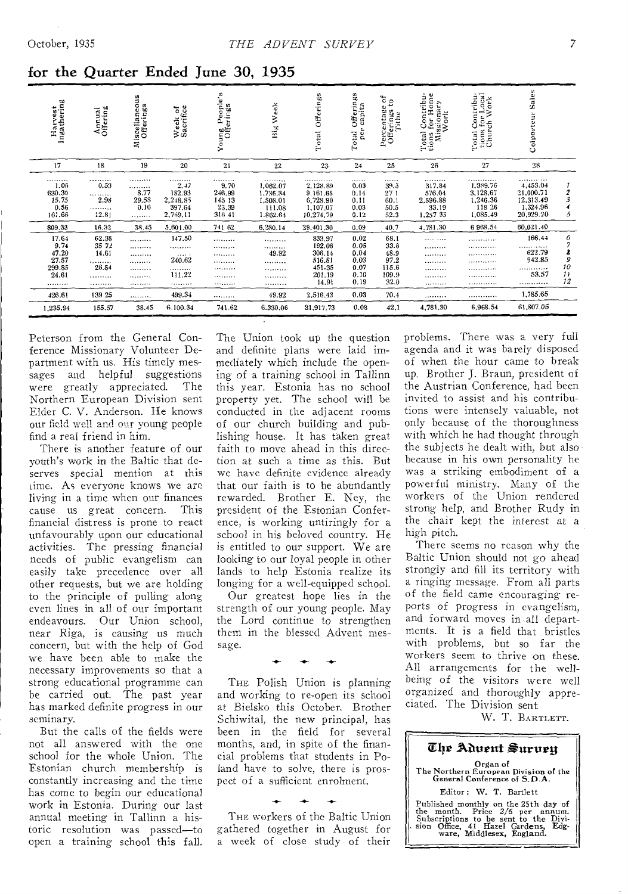## for the Quarter Ended June 30, 1935

| Harvest Ingathering | Annual Offering | Miscellaneous Offerings | Week of Sacrifice | Young People's Offerings | Big Week | Total Offerings | Total Offerings per capita | Percentage of Offerings to Tithe | Total Contributions for Home Missionary Work | Total Contributions for Local Church Work | Colporteur Sales | |
|---|---|---|---|---|---|---|---|---|---|---|---|---|
| 17 | 18 | 19 | 20 | 21 | 22 | 23 | 24 | 25 | 26 | 27 | 28 | |
| 1.06 | 0.53 | ......... | 2.47 | 9.70 | 1,062.07 | 2,128.89 | 0.03 | 39.5 | 317.84 | 1,389.76 | 4,453.04 | 1 |
| 630.30 | ......... | 8.77 | 182.93 | 246.99 | 1,736.34 | 9,161.65 | 0.14 | 27.1 | 576.04 | 3,128.67 | 21,000.71 | 2 |
| 15.75 | 2.98 | 29.58 | 2,248.85 | 145.13 | 1,508.01 | 6,728.90 | 0.11 | 60.1 | 2,596.88 | 1,246.36 | 12,313.49 | 3 |
| 0.56 | ......... | 0.10 | 397.64 | 23.39 | 111.08 | 1,107.07 | 0.03 | 50.5 | 33.19 | 118.26 | 1,324.96 | 4 |
| 161.66 | 12.81 | ......... | 2,769.11 | 316.41 | 1,862.64 | 10,274.79 | 0.12 | 52.3 | 1,257.35 | 1,085.49 | 20,929.20 | 5 |
| 809.33 | 16.32 | 38.45 | 5,601.00 | 741.62 | 6,280.14 | 29,401.30 | 0.09 | 40.7 | 4,781.30 | 6,968.54 | 60,021.40 | |
| 17.64 | 62.38 | ......... | 147.50 | ......... | ......... | 833.97 | 0.02 | 68.1 | ......... | ......... | 166.44 | 6 |
| 9.74 | 35.72 | ......... | ......... | ......... | ......... | 182.06 | 0.05 | 33.6 | ......... | ......... | ......... | 7 |
| 47.20 | 14.61 | ......... | ......... | ......... | 49.92 | 306.14 | 0.04 | 48.9 | ......... | ......... | 622.79 | 8 |
| 27.57 | ......... | ......... | 240.62 | ......... | ......... | 516.81 | 0.03 | 97.2 | ......... | ......... | 942.85 | 9 |
| 299.85 | 26.54 | ......... | ......... | ......... | ......... | 451.35 | 0.07 | 115.6 | ......... | ......... | ......... | 10 |
| 24.61 | ......... | ......... | 111.22 | ......... | ......... | 201.19 | 0.10 | 109.9 | ......... | ......... | 53.57 | 11 |
| ......... | ......... | ......... | ......... | ......... | ......... | 14.91 | 0.19 | 32.0 | ......... | ......... | ......... | 12 |
| 426.61 | 139.25 | ......... | 499.34 | ......... | 49.92 | 2,516.43 | 0.03 | 70.4 | ......... | ......... | 1,785.65 | |
| 1,235.94 | 155.57 | 38.45 | 6,100.34 | 741.62 | 6,330.06 | 31,917.73 | 0.08 | 42.1 | 4,781.30 | 6,968.54 | 61,807.05 | |

Peterson from the General Conference Missionary Volunteer Department with us. His timely messages and helpful suggestions were greatly appreciated. The Northern European Division sent Elder C. V. Anderson. He knows our field well and our young people find a real friend in him.

There is another feature of our youth's work in the Baltic that deserves special mention at this time. As everyone knows we are living in a time when our finances cause us great concern. This financial distress is prone to react unfavourably upon our educational activities. The pressing financial needs of public evangelism can easily take precedence over all other requests, but we are holding to the principle of pulling along even lines in all of our important endeavours. Our Union school, near Riga, is causing us much concern, but with the help of God we have been able to make the necessary improvements so that a strong educational programme can be carried out. The past year has marked definite progress in our seminary.

But the calls of the fields were not all answered with the one school for the whole Union. The Estonian church membership is constantly increasing and the time has come to begin our educational work in Estonia. During our last annual meeting in Tallinn a historic resolution was passed—to open a training school this fall. The Union took up the question and definite plans were laid immediately which include the opening of a training school in Tallinn this year. Estonia has no school property yet. The school will be conducted in the adjacent rooms of our church building and publishing house. It has taken great faith to move ahead in this direction at such a time as this. But we have definite evidence already that our faith is to be abundantly rewarded. Brother E. Ney, the president of the Estonian Conference, is working untiringly for a school in his beloved country. He is entitled to our support. We are looking to our loyal people in other lands to help Estonia realize its longing for a well-equipped school.

Our greatest hope lies in the strength of our young people. May the Lord continue to strengthen them in the blessed Advent message.

---

THE Polish Union is planning and working to re-open its school at Bielsko this October. Brother Schiwital, the new principal, has been in the field for several months, and, in spite of the financial problems that students in Poland have to solve, there is prospect of a sufficient enrolment.

---

THE workers of the Baltic Union gathered together in August for a week of close study of their problems. There was a very full agenda and it was barely disposed of when the hour came to break up. Brother J. Braun, president of the Austrian Conference, had been invited to assist and his contributions were intensely valuable, not only because of the thoroughness with which he had thought through the subjects he dealt with, but also because in his own personality he was a striking embodiment of a powerful ministry. Many of the workers of the Union rendered strong help, and Brother Rudy in the chair kept the interest at a high pitch.

There seems no reason why the Baltic Union should not go ahead strongly and fill its territory with a ringing message. From all parts of the field came encouraging reports of progress in evangelism, and forward moves in all departments. It is a field that bristles with problems, but so far the workers seem to thrive on these. All arrangements for the wellbeing of the visitors were well organized and thoroughly appreciated. The Division sent

W. T. BARTLETT.

---

**The Advent Survey**

Organ of
The Northern European Division of the General Conference of S.D.A.

Editor: W. T. Bartlett

Published monthly on the 25th day of the month. Price 2/6 per annum. Subscriptions to be sent to the Division Office, 41 Hazel Gardens, Edgware, Middlesex, England.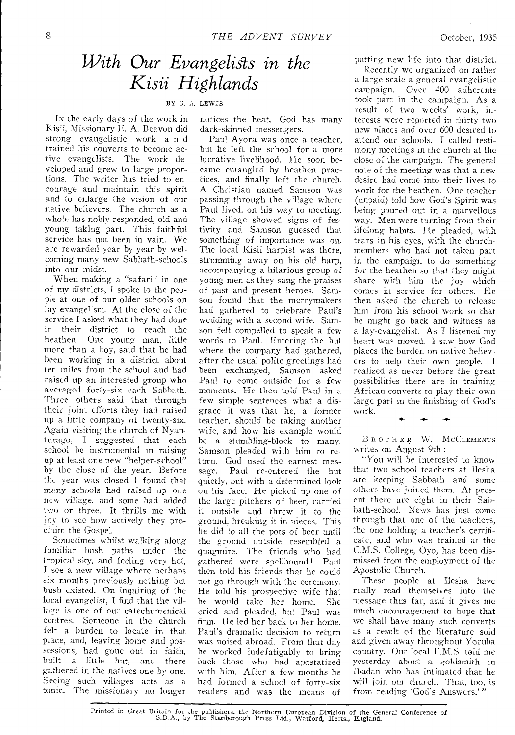# *With Our Evangelists in the Kisii Highlands*

BY G. A. LEWIS

In the early days of the work in Kisii, Missionary E. A. Beavon did strong evangelistic work and trained his converts to become active evangelists. The work developed and grew to large proportions. The writer has tried to encourage and maintain this spirit and to enlarge the vision of our native believers. The church as a whole has nobly responded, old and young taking part. This faithful service has not been in vain. We are rewarded year by year by welcoming many new Sabbath-schools into our midst.

When making a "safari" in one of my districts, I spoke to the people at one of our older schools on lay-evangelism. At the close of the service I asked what they had done in their district to reach the heathen. One young man, little more than a boy, said that he had been working in a district about ten miles from the school and had raised up an interested group who averaged forty-six each Sabbath. Three others said that through their joint efforts they had raised up a little company of twenty-six. Again visiting the church of Nyanturago, I suggested that each school be instrumental in raising up at least one new "helper-school" by the close of the year. Before the year was closed I found that many schools had raised up one new village, and some had added two or three. It thrills me with joy to see how actively they proclaim the Gospel.

Sometimes whilst walking along familiar bush paths under the tropical sky, and feeling very hot, I see a new village where perhaps six months previously nothing but bush existed. On inquiring of the local evangelist, I find that the village is one of our catechumenical centres. Someone in the church felt a burden to locate in that place, and, leaving home and possessions, had gone out in faith, built a little hut, and there gathered in the natives one by one. Seeing such villages acts as a tonic. The missionary no longer notices the heat. God has many dark-skinned messengers.

Paul Ayora was once a teacher, but he left the school for a more lucrative livelihood. He soon became entangled by heathen practices, and finally left the church. A Christian named Samson was passing through the village where Paul lived, on his way to meeting. The village showed signs of festivity and Samson guessed that something of importance was on. The local Kisii harpist was there, strumming away on his old harp, accompanying a hilarious group of young men as they sang the praises of past and present heroes. Samson found that the merrymakers had gathered to celebrate Paul's wedding with a second wife. Samson felt compelled to speak a few words to Paul. Entering the hut where the company had gathered, after the usual polite greetings had been exchanged, Samson asked Paul to come outside for a few moments. He then told Paul in a few simple sentences what a disgrace it was that he, a former teacher, should be taking another wife, and how his example would be a stumbling-block to many. Samson pleaded with him to return. God used the earnest message. Paul re-entered the hut quietly, but with a determined look on his face. He picked up one of the large pitchers of beer, carried it outside and threw it to the ground, breaking it in pieces. This he did to all the pots of beer until the ground outside resembled a quagmire. The friends who had gathered were spellbound! Paul then told his friends that he could not go through with the ceremony. He told his prospective wife that he would take her home. She cried and pleaded, but Paul was firm. He led her back to her home. Paul's dramatic decision to return was noised abroad. From that day he worked indefatigably to bring back those who had apostatized with him. After a few months he had formed a school of forty-six readers and was the means of putting new life into that district.

Recently we organized on rather a large scale a general evangelistic campaign. Over 400 adherents took part in the campaign. As a result of two weeks' work, interests were reported in thirty-two new places and over 600 desired to attend our schools. I called testimony meetings in the church at the close of the campaign. The general note of the meeting was that a new desire had come into their lives to work for the heathen. One teacher (unpaid) told how God's Spirit was being poured out in a marvellous way. Men were turning from their lifelong habits. He pleaded, with tears in his eyes, with the church-members who had not taken part in the campaign to do something for the heathen so that they might share with him the joy which comes in service for others. He then asked the church to release him from his school work so that he might go back and witness as a lay-evangelist. As I listened my heart was moved. I saw how God places the burden on native believers to help their own people. I realized as never before the great possibilities there are in training African converts to play their own large part in the finishing of God's work.

---

BROTHER W. McCLEMENTS writes on August 9th:

"You will be interested to know that two school teachers at Ilesha are keeping Sabbath and some others have joined them. At present there are eight in their Sabbath-school. News has just come through that one of the teachers, the one holding a teacher's certificate, and who was trained at the C.M.S. College, Oyo, has been dismissed from the employment of the Apostolic Church.

These people at Ilesha have really read themselves into the message thus far, and it gives me much encouragement to hope that we shall have many such converts as a result of the literature sold and given away throughout Yoruba country. Our local F.M.S. told me yesterday about a goldsmith in Ibadan who has intimated that he will join our church. That, too, is from reading 'God's Answers.'"

---

Printed in Great Britain for the publishers, the Northern European Division of the General Conference of S.D.A., by The Stanborough Press Ltd., Watford, Herts., England.